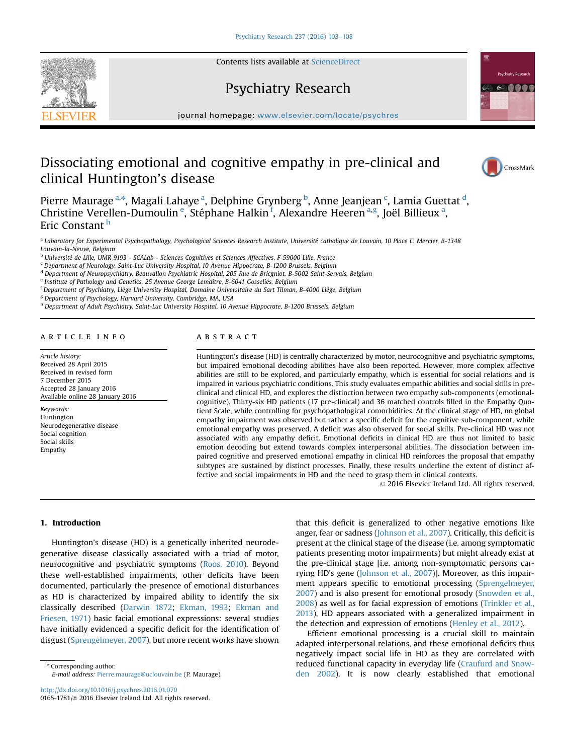# Dissociating emotional and cognitive empathy in pre-clinical and clinical Huntington's disease

Pierre Maurage [a,*], Magali Lahaye [a], Delphine Grynberg [b], Anne Jeanjean [c], Lamia Guettat [d], Christine Verellen-Dumoulin [e], Stéphane Halkin [f], Alexandre Heeren [a,g], Joël Billieux [a], Eric Constant [h]

[a] Laboratory for Experimental Psychopathology, Psychological Sciences Research Institute, Université catholique de Louvain, 10 Place C. Mercier, B-1348 Louvain-la-Neuve, Belgium
[b] Université de Lille, UMR 9193 - SCALab - Sciences Cognitives et Sciences Affectives, F-59000 Lille, France
[c] Department of Neurology, Saint-Luc University Hospital, 10 Avenue Hippocrate, B-1200 Brussels, Belgium
[d] Department of Neuropsychiatry, Beauvallon Psychiatric Hospital, 205 Rue de Bricgniot, B-5002 Saint-Servais, Belgium
[e] Institute of Pathology and Genetics, 25 Avenue George Lemaître, B-6041 Gosselies, Belgium
[f] Department of Psychiatry, Liège University Hospital, Domaine Universitaire du Sart Tilman, B-4000 Liège, Belgium
[g] Department of Psychology, Harvard University, Cambridge, MA, USA
[h] Department of Adult Psychiatry, Saint-Luc University Hospital, 10 Avenue Hippocrate, B-1200 Brussels, Belgium

## ARTICLE INFO

*Article history:*
Received 28 April 2015
Received in revised form
7 December 2015
Accepted 28 January 2016
Available online 28 January 2016

*Keywords:*
Huntington
Neurodegenerative disease
Social cognition
Social skills
Empathy

## ABSTRACT

Huntington's disease (HD) is centrally characterized by motor, neurocognitive and psychiatric symptoms, but impaired emotional decoding abilities have also been reported. However, more complex affective abilities are still to be explored, and particularly empathy, which is essential for social relations and is impaired in various psychiatric conditions. This study evaluates empathic abilities and social skills in pre-clinical and clinical HD, and explores the distinction between two empathy sub-components (emotional-cognitive). Thirty-six HD patients (17 pre-clinical) and 36 matched controls filled in the Empathy Quotient Scale, while controlling for psychopathological comorbidities. At the clinical stage of HD, no global empathy impairment was observed but rather a specific deficit for the cognitive sub-component, while emotional empathy was preserved. A deficit was also observed for social skills. Pre-clinical HD was not associated with any empathy deficit. Emotional deficits in clinical HD are thus not limited to basic emotion decoding but extend towards complex interpersonal abilities. The dissociation between impaired cognitive and preserved emotional empathy in clinical HD reinforces the proposal that empathy subtypes are sustained by distinct processes. Finally, these results underline the extent of distinct affective and social impairments in HD and the need to grasp them in clinical contexts.

© 2016 Elsevier Ireland Ltd. All rights reserved.

## 1. Introduction

Huntington's disease (HD) is a genetically inherited neurodegenerative disease classically associated with a triad of motor, neurocognitive and psychiatric symptoms (Roos, 2010). Beyond these well-established impairments, other deficits have been documented, particularly the presence of emotional disturbances as HD is characterized by impaired ability to identify the six classically described (Darwin 1872; Ekman, 1993; Ekman and Friesen, 1971) basic facial emotional expressions: several studies have initially evidenced a specific deficit for the identification of disgust (Sprengelmeyer, 2007), but more recent works have shown that this deficit is generalized to other negative emotions like anger, fear or sadness (Johnson et al., 2007). Critically, this deficit is present at the clinical stage of the disease (i.e. among symptomatic patients presenting motor impairments) but might already exist at the pre-clinical stage [i.e. among non-symptomatic persons carrying HD's gene (Johnson et al., 2007)]. Moreover, as this impairment appears specific to emotional processing (Sprengelmeyer, 2007) and is also present for emotional prosody (Snowden et al., 2008) as well as for facial expression of emotions (Trinkler et al., 2013), HD appears associated with a generalized impairment in the detection and expression of emotions (Henley et al., 2012).

Efficient emotional processing is a crucial skill to maintain adapted interpersonal relations, and these emotional deficits thus negatively impact social life in HD as they are correlated with reduced functional capacity in everyday life (Craufurd and Snowden 2002). It is now clearly established that emotional

* Corresponding author.
*E-mail address:* Pierre.maurage@uclouvain.be (P. Maurage).

http://dx.doi.org/10.1016/j.psychres.2016.01.070
0165-1781/© 2016 Elsevier Ireland Ltd. All rights reserved.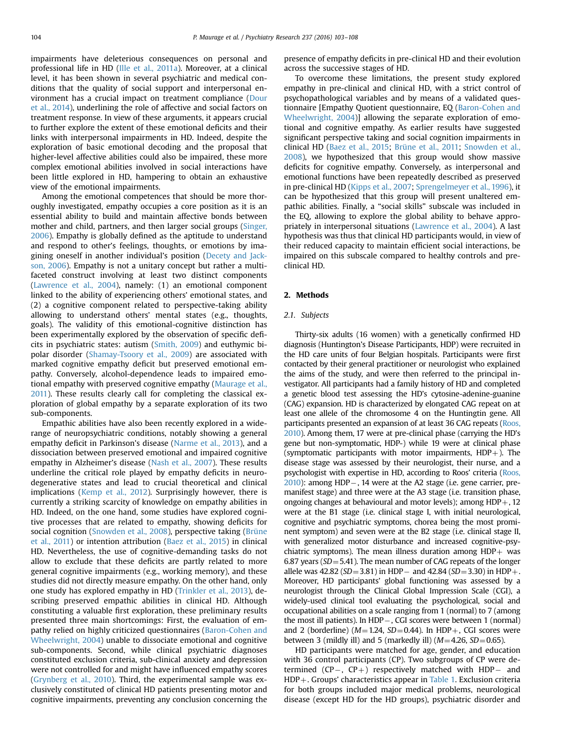impairments have deleterious consequences on personal and professional life in HD (Ille et al., 2011a). Moreover, at a clinical level, it has been shown in several psychiatric and medical conditions that the quality of social support and interpersonal environment has a crucial impact on treatment compliance (Dour et al., 2014), underlining the role of affective and social factors on treatment response. In view of these arguments, it appears crucial to further explore the extent of these emotional deficits and their links with interpersonal impairments in HD. Indeed, despite the exploration of basic emotional decoding and the proposal that higher-level affective abilities could also be impaired, these more complex emotional abilities involved in social interactions have been little explored in HD, hampering to obtain an exhaustive view of the emotional impairments.

Among the emotional competences that should be more thoroughly investigated, empathy occupies a core position as it is an essential ability to build and maintain affective bonds between mother and child, partners, and then larger social groups (Singer, 2006). Empathy is globally defined as the aptitude to understand and respond to other's feelings, thoughts, or emotions by imagining oneself in another individual's position (Decety and Jackson, 2006). Empathy is not a unitary concept but rather a multi-faceted construct involving at least two distinct components (Lawrence et al., 2004), namely: (1) an emotional component linked to the ability of experiencing others' emotional states, and (2) a cognitive component related to perspective-taking ability allowing to understand others' mental states (e.g., thoughts, goals). The validity of this emotional-cognitive distinction has been experimentally explored by the observation of specific deficits in psychiatric states: autism (Smith, 2009) and euthymic bipolar disorder (Shamay-Tsoory et al., 2009) are associated with marked cognitive empathy deficit but preserved emotional empathy. Conversely, alcohol-dependence leads to impaired emotional empathy with preserved cognitive empathy (Maurage et al., 2011). These results clearly call for completing the classical exploration of global empathy by a separate exploration of its two sub-components.

Empathic abilities have also been recently explored in a wide-range of neuropsychiatric conditions, notably showing a general empathy deficit in Parkinson's disease (Narme et al., 2013), and a dissociation between preserved emotional and impaired cognitive empathy in Alzheimer's disease (Nash et al., 2007). These results underline the critical role played by empathy deficits in neurodegenerative states and lead to crucial theoretical and clinical implications (Kemp et al., 2012). Surprisingly however, there is currently a striking scarcity of knowledge on empathy abilities in HD. Indeed, on the one hand, some studies have explored cognitive processes that are related to empathy, showing deficits for social cognition (Snowden et al., 2008), perspective taking (Brüne et al., 2011) or intention attribution (Baez et al., 2015) in clinical HD. Nevertheless, the use of cognitive-demanding tasks do not allow to exclude that these deficits are partly related to more general cognitive impairments (e.g., working memory), and these studies did not directly measure empathy. On the other hand, only one study has explored empathy in HD (Trinkler et al., 2013), describing preserved empathic abilities in clinical HD. Although constituting a valuable first exploration, these preliminary results presented three main shortcomings: First, the evaluation of empathy relied on highly criticized questionnaires (Baron-Cohen and Wheelwright, 2004) unable to dissociate emotional and cognitive sub-components. Second, while clinical psychiatric diagnoses constituted exclusion criteria, sub-clinical anxiety and depression were not controlled for and might have influenced empathy scores (Grynberg et al., 2010). Third, the experimental sample was exclusively constituted of clinical HD patients presenting motor and cognitive impairments, preventing any conclusion concerning the presence of empathy deficits in pre-clinical HD and their evolution across the successive stages of HD.

To overcome these limitations, the present study explored empathy in pre-clinical and clinical HD, with a strict control of psychopathological variables and by means of a validated questionnaire [Empathy Quotient questionnaire, EQ (Baron-Cohen and Wheelwright, 2004)] allowing the separate exploration of emotional and cognitive empathy. As earlier results have suggested significant perspective taking and social cognition impairments in clinical HD (Baez et al., 2015; Brüne et al., 2011; Snowden et al., 2008), we hypothesized that this group would show massive deficits for cognitive empathy. Conversely, as interpersonal and emotional functions have been repeatedly described as preserved in pre-clinical HD (Kipps et al., 2007; Sprengelmeyer et al., 1996), it can be hypothesized that this group will present unaltered empathic abilities. Finally, a "social skills" subscale was included in the EQ, allowing to explore the global ability to behave appropriately in interpersonal situations (Lawrence et al., 2004). A last hypothesis was thus that clinical HD participants would, in view of their reduced capacity to maintain efficient social interactions, be impaired on this subscale compared to healthy controls and pre-clinical HD.

## 2. Methods

### 2.1. Subjects

Thirty-six adults (16 women) with a genetically confirmed HD diagnosis (Huntington's Disease Participants, HDP) were recruited in the HD care units of four Belgian hospitals. Participants were first contacted by their general practitioner or neurologist who explained the aims of the study, and were then referred to the principal investigator. All participants had a family history of HD and completed a genetic blood test assessing the HD's cytosine-adenine-guanine (CAG) expansion. HD is characterized by elongated CAG repeat on at least one allele of the chromosome 4 on the Huntingtin gene. All participants presented an expansion of at least 36 CAG repeats (Roos, 2010). Among them, 17 were at pre-clinical phase (carrying the HD's gene but non-symptomatic, HDP−) while 19 were at clinical phase (symptomatic participants with motor impairments, HDP+). The disease stage was assessed by their neurologist, their nurse, and a psychologist with expertise in HD, according to Roos' criteria (Roos, 2010): among HDP−, 14 were at the A2 stage (i.e. gene carrier, pre-manifest stage) and three were at the A3 stage (i.e. transition phase, ongoing changes at behavioural and motor levels); among HDP+, 12 were at the B1 stage (i.e. clinical stage I, with initial neurological, cognitive and psychiatric symptoms, chorea being the most prominent symptom) and seven were at the B2 stage (i.e. clinical stage II, with generalized motor disturbance and increased cognitive-psychiatric symptoms). The mean illness duration among HDP+ was 6.87 years ($SD$=5.41). The mean number of CAG repeats of the longer allele was 42.82 ($SD$=3.81) in HDP− and 42.84 ($SD$=3.30) in HDP+. Moreover, HD participants' global functioning was assessed by a neurologist through the Clinical Global Impression Scale (CGI), a widely-used clinical tool evaluating the psychological, social and occupational abilities on a scale ranging from 1 (normal) to 7 (among the most ill patients). In HDP−, CGI scores were between 1 (normal) and 2 (borderline) ($M$=1.24, $SD$=0.44). In HDP+, CGI scores were between 3 (mildly ill) and 5 (markedly ill) ($M$=4.26, $SD$=0.65).

HD participants were matched for age, gender, and education with 36 control participants (CP). Two subgroups of CP were determined (CP−, CP+) respectively matched with HDP− and HDP+. Groups' characteristics appear in Table 1. Exclusion criteria for both groups included major medical problems, neurological disease (except HD for the HD groups), psychiatric disorder and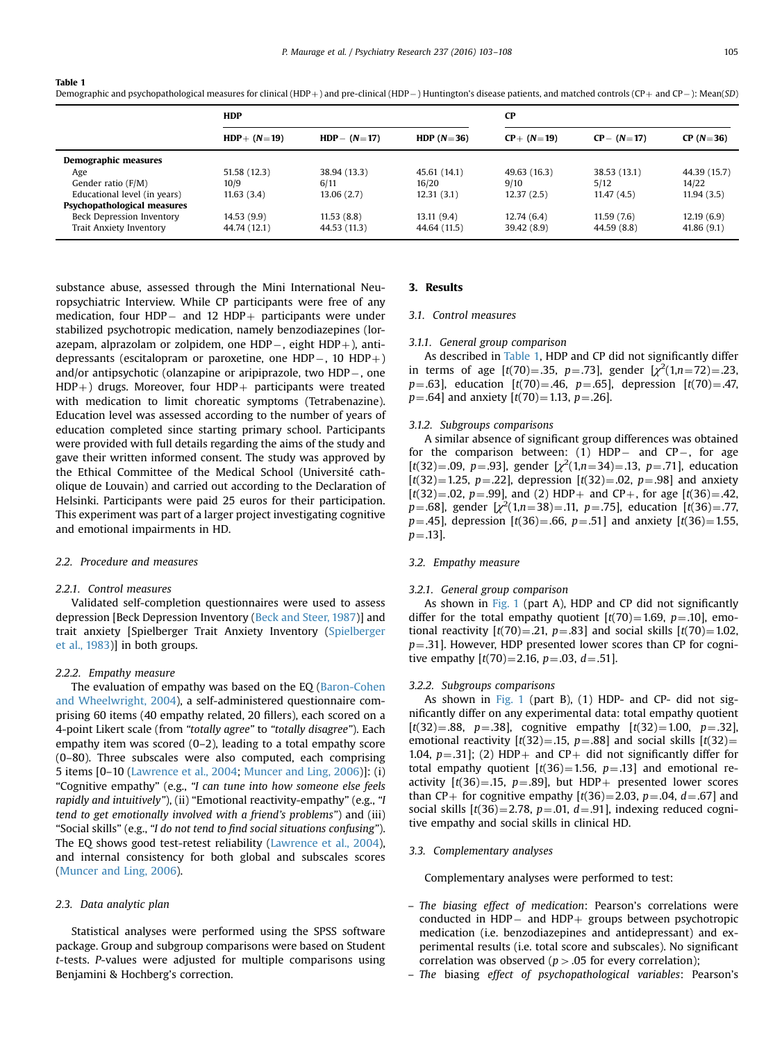**Table 1**
Demographic and psychopathological measures for clinical (HDP+) and pre-clinical (HDP−) Huntington's disease patients, and matched controls (CP+ and CP−): Mean(SD)

| | **HDP** | | | **CP** | | |
|---|---|---|---|---|---|---|
| | **HDP+ (N=19)** | **HDP− (N=17)** | **HDP (N=36)** | **CP+ (N=19)** | **CP− (N=17)** | **CP (N=36)** |
| **Demographic measures** | | | | | | |
| Age | 51.58 (12.3) | 38.94 (13.3) | 45.61 (14.1) | 49.63 (16.3) | 38.53 (13.1) | 44.39 (15.7) |
| Gender ratio (F/M) | 10/9 | 6/11 | 16/20 | 9/10 | 5/12 | 14/22 |
| Educational level (in years) | 11.63 (3.4) | 13.06 (2.7) | 12.31 (3.1) | 12.37 (2.5) | 11.47 (4.5) | 11.94 (3.5) |
| **Psychopathological measures** | | | | | | |
| Beck Depression Inventory | 14.53 (9.9) | 11.53 (8.8) | 13.11 (9.4) | 12.74 (6.4) | 11.59 (7.6) | 12.19 (6.9) |
| Trait Anxiety Inventory | 44.74 (12.1) | 44.53 (11.3) | 44.64 (11.5) | 39.42 (8.9) | 44.59 (8.8) | 41.86 (9.1) |

substance abuse, assessed through the Mini International Neuropsychiatric Interview. While CP participants were free of any medication, four HDP− and 12 HDP+ participants were under stabilized psychotropic medication, namely benzodiazepines (lorazepam, alprazolam or zolpidem, one HDP−, eight HDP+), antidepressants (escitalopram or paroxetine, one HDP−, 10 HDP+) and/or antipsychotic (olanzapine or aripiprazole, two HDP−, one HDP+) drugs. Moreover, four HDP+ participants were treated with medication to limit choreatic symptoms (Tetrabenazine). Education level was assessed according to the number of years of education completed since starting primary school. Participants were provided with full details regarding the aims of the study and gave their written informed consent. The study was approved by the Ethical Committee of the Medical School (Université catholique de Louvain) and carried out according to the Declaration of Helsinki. Participants were paid 25 euros for their participation. This experiment was part of a larger project investigating cognitive and emotional impairments in HD.

### 2.2. Procedure and measures

#### 2.2.1. Control measures

Validated self-completion questionnaires were used to assess depression [Beck Depression Inventory (Beck and Steer, 1987)] and trait anxiety [Spielberger Trait Anxiety Inventory (Spielberger et al., 1983)] in both groups.

#### 2.2.2. Empathy measure

The evaluation of empathy was based on the EQ (Baron-Cohen and Wheelwright, 2004), a self-administered questionnaire comprising 60 items (40 empathy related, 20 fillers), each scored on a 4-point Likert scale (from *"totally agree"* to *"totally disagree"*). Each empathy item was scored (0–2), leading to a total empathy score (0–80). Three subscales were also computed, each comprising 5 items [0–10 (Lawrence et al., 2004; Muncer and Ling, 2006)]: (i) "Cognitive empathy" (e.g., *"I can tune into how someone else feels rapidly and intuitively"*), (ii) "Emotional reactivity-empathy" (e.g., *"I tend to get emotionally involved with a friend's problems"*) and (iii) "Social skills" (e.g., *"I do not tend to find social situations confusing"*). The EQ shows good test-retest reliability (Lawrence et al., 2004), and internal consistency for both global and subscales scores (Muncer and Ling, 2006).

### 2.3. Data analytic plan

Statistical analyses were performed using the SPSS software package. Group and subgroup comparisons were based on Student *t*-tests. *P*-values were adjusted for multiple comparisons using Benjamini & Hochberg's correction.

## 3. Results

### 3.1. Control measures

#### 3.1.1. General group comparison

As described in Table 1, HDP and CP did not significantly differ in terms of age [$t(70)=.35$, $p=.73$], gender [$\chi^2(1,n=72)=.23$, $p=.63$], education [$t(70)=.46$, $p=.65$], depression [$t(70)=.47$, $p=.64$] and anxiety [$t(70)=1.13$, $p=.26$].

#### 3.1.2. Subgroups comparisons

A similar absence of significant group differences was obtained for the comparison between: (1) HDP− and CP−, for age [$t(32)=.09$, $p=.93$], gender [$\chi^2(1,n=34)=.13$, $p=.71$], education [$t(32)=1.25$, $p=.22$], depression [$t(32)=.02$, $p=.98$] and anxiety [$t(32)=.02$, $p=.99$], and (2) HDP+ and CP+, for age [$t(36)=.42$, $p=.68$], gender [$\chi^2(1,n=38)=.11$, $p=.75$], education [$t(36)=.77$, $p=.45$], depression [$t(36)=.66$, $p=.51$] and anxiety [$t(36)=1.55$, $p=.13$].

### 3.2. Empathy measure

#### 3.2.1. General group comparison

As shown in Fig. 1 (part A), HDP and CP did not significantly differ for the total empathy quotient [$t(70)=1.69$, $p=.10$], emotional reactivity [$t(70)=.21$, $p=.83$] and social skills [$t(70)=1.02$, $p=.31$]. However, HDP presented lower scores than CP for cognitive empathy [$t(70)=2.16$, $p=.03$, $d=.51$].

#### 3.2.2. Subgroups comparisons

As shown in Fig. 1 (part B), (1) HDP- and CP- did not significantly differ on any experimental data: total empathy quotient [$t(32)=.88$, $p=.38$], cognitive empathy [$t(32)=1.00$, $p=.32$], emotional reactivity [$t(32)=.15$, $p=.88$] and social skills [$t(32)=1.04$, $p=.31$]; (2) HDP+ and CP+ did not significantly differ for total empathy quotient [$t(36)=1.56$, $p=.13$] and emotional reactivity [$t(36)=.15$, $p=.89$], but HDP+ presented lower scores than CP+ for cognitive empathy [$t(36)=2.03$, $p=.04$, $d=.67$] and social skills [$t(36)=2.78$, $p=.01$, $d=.91$], indexing reduced cognitive empathy and social skills in clinical HD.

### 3.3. Complementary analyses

Complementary analyses were performed to test:

- *The biasing effect of medication*: Pearson's correlations were conducted in HDP− and HDP+ groups between psychotropic medication (i.e. benzodiazepines and antidepressant) and experimental results (i.e. total score and subscales). No significant correlation was observed ($p>.05$ for every correlation);
- *The biasing effect of psychopathological variables*: Pearson's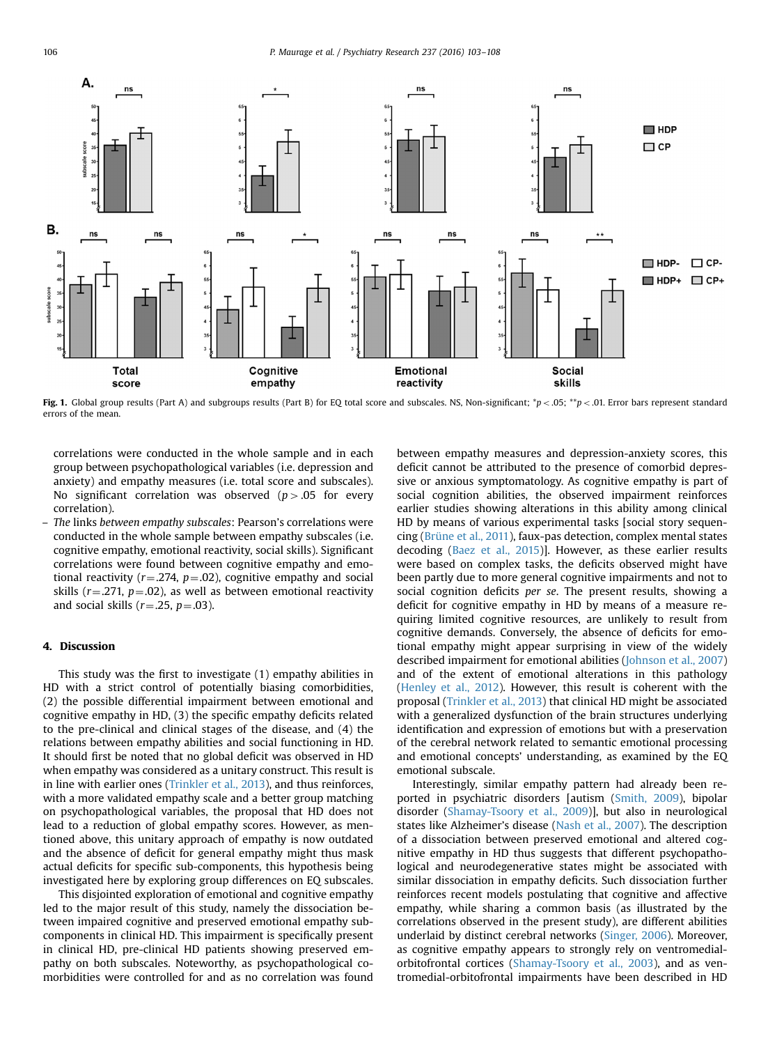Fig. 1. Global group results (Part A) and subgroups results (Part B) for EQ total score and subscales. NS, Non-significant; \*$p < .05$; \*\*$p < .01$. Error bars represent standard errors of the mean.

correlations were conducted in the whole sample and in each group between psychopathological variables (i.e. depression and anxiety) and empathy measures (i.e. total score and subscales). No significant correlation was observed ($p > .05$ for every correlation).

– *The links between empathy subscales*: Pearson's correlations were conducted in the whole sample between empathy subscales (i.e. cognitive empathy, emotional reactivity, social skills). Significant correlations were found between cognitive empathy and emotional reactivity ($r = .274$, $p = .02$), cognitive empathy and social skills ($r = .271$, $p = .02$), as well as between emotional reactivity and social skills ($r = .25$, $p = .03$).

## 4. Discussion

This study was the first to investigate (1) empathy abilities in HD with a strict control of potentially biasing comorbidities, (2) the possible differential impairment between emotional and cognitive empathy in HD, (3) the specific empathy deficits related to the pre-clinical and clinical stages of the disease, and (4) the relations between empathy abilities and social functioning in HD. It should first be noted that no global deficit was observed in HD when empathy was considered as a unitary construct. This result is in line with earlier ones (Trinkler et al., 2013), and thus reinforces, with a more validated empathy scale and a better group matching on psychopathological variables, the proposal that HD does not lead to a reduction of global empathy scores. However, as mentioned above, this unitary approach of empathy is now outdated and the absence of deficit for general empathy might thus mask actual deficits for specific sub-components, this hypothesis being investigated here by exploring group differences on EQ subscales.

This disjointed exploration of emotional and cognitive empathy led to the major result of this study, namely the dissociation between impaired cognitive and preserved emotional empathy subcomponents in clinical HD. This impairment is specifically present in clinical HD, pre-clinical HD patients showing preserved empathy on both subscales. Noteworthy, as psychopathological comorbidities were controlled for and as no correlation was found between empathy measures and depression-anxiety scores, this deficit cannot be attributed to the presence of comorbid depressive or anxious symptomatology. As cognitive empathy is part of social cognition abilities, the observed impairment reinforces earlier studies showing alterations in this ability among clinical HD by means of various experimental tasks [social story sequencing (Brüne et al., 2011), faux-pas detection, complex mental states decoding (Baez et al., 2015)]. However, as these earlier results were based on complex tasks, the deficits observed might have been partly due to more general cognitive impairments and not to social cognition deficits *per se*. The present results, showing a deficit for cognitive empathy in HD by means of a measure requiring limited cognitive resources, are unlikely to result from cognitive demands. Conversely, the absence of deficits for emotional empathy might appear surprising in view of the widely described impairment for emotional abilities (Johnson et al., 2007) and of the extent of emotional alterations in this pathology (Henley et al., 2012). However, this result is coherent with the proposal (Trinkler et al., 2013) that clinical HD might be associated with a generalized dysfunction of the brain structures underlying identification and expression of emotions but with a preservation of the cerebral network related to semantic emotional processing and emotional concepts' understanding, as examined by the EQ emotional subscale.

Interestingly, similar empathy pattern had already been reported in psychiatric disorders [autism (Smith, 2009), bipolar disorder (Shamay-Tsoory et al., 2009)], but also in neurological states like Alzheimer's disease (Nash et al., 2007). The description of a dissociation between preserved emotional and altered cognitive empathy in HD thus suggests that different psychopathological and neurodegenerative states might be associated with similar dissociation in empathy deficits. Such dissociation further reinforces recent models postulating that cognitive and affective empathy, while sharing a common basis (as illustrated by the correlations observed in the present study), are different abilities underlaid by distinct cerebral networks (Singer, 2006). Moreover, as cognitive empathy appears to strongly rely on ventromedial-orbitofrontal cortices (Shamay-Tsoory et al., 2003), and as ventromedial-orbitofrontal impairments have been described in HD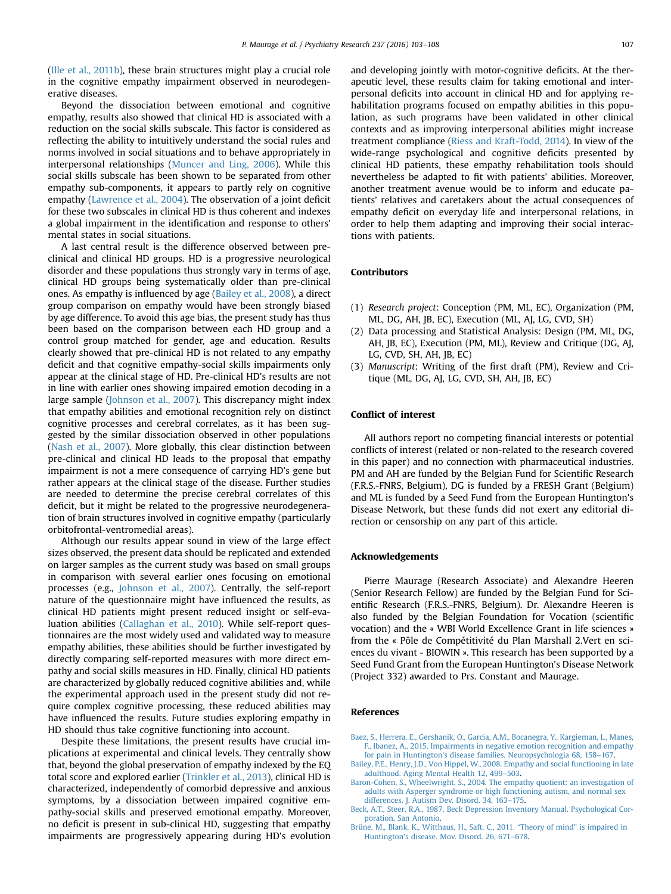(Ille et al., 2011b), these brain structures might play a crucial role in the cognitive empathy impairment observed in neurodegenerative diseases.

Beyond the dissociation between emotional and cognitive empathy, results also showed that clinical HD is associated with a reduction on the social skills subscale. This factor is considered as reflecting the ability to intuitively understand the social rules and norms involved in social situations and to behave appropriately in interpersonal relationships (Muncer and Ling, 2006). While this social skills subscale has been shown to be separated from other empathy sub-components, it appears to partly rely on cognitive empathy (Lawrence et al., 2004). The observation of a joint deficit for these two subscales in clinical HD is thus coherent and indexes a global impairment in the identification and response to others' mental states in social situations.

A last central result is the difference observed between pre-clinical and clinical HD groups. HD is a progressive neurological disorder and these populations thus strongly vary in terms of age, clinical HD groups being systematically older than pre-clinical ones. As empathy is influenced by age (Bailey et al., 2008), a direct group comparison on empathy would have been strongly biased by age difference. To avoid this age bias, the present study has thus been based on the comparison between each HD group and a control group matched for gender, age and education. Results clearly showed that pre-clinical HD is not related to any empathy deficit and that cognitive empathy-social skills impairments only appear at the clinical stage of HD. Pre-clinical HD's results are not in line with earlier ones showing impaired emotion decoding in a large sample (Johnson et al., 2007). This discrepancy might index that empathy abilities and emotional recognition rely on distinct cognitive processes and cerebral correlates, as it has been suggested by the similar dissociation observed in other populations (Nash et al., 2007). More globally, this clear distinction between pre-clinical and clinical HD leads to the proposal that empathy impairment is not a mere consequence of carrying HD's gene but rather appears at the clinical stage of the disease. Further studies are needed to determine the precise cerebral correlates of this deficit, but it might be related to the progressive neurodegeneration of brain structures involved in cognitive empathy (particularly orbitofrontal-ventromedial areas).

Although our results appear sound in view of the large effect sizes observed, the present data should be replicated and extended on larger samples as the current study was based on small groups in comparison with several earlier ones focusing on emotional processes (e.g., Johnson et al., 2007). Centrally, the self-report nature of the questionnaire might have influenced the results, as clinical HD patients might present reduced insight or self-evaluation abilities (Callaghan et al., 2010). While self-report questionnaires are the most widely used and validated way to measure empathy abilities, these abilities should be further investigated by directly comparing self-reported measures with more direct empathy and social skills measures in HD. Finally, clinical HD patients are characterized by globally reduced cognitive abilities and, while the experimental approach used in the present study did not require complex cognitive processing, these reduced abilities may have influenced the results. Future studies exploring empathy in HD should thus take cognitive functioning into account.

Despite these limitations, the present results have crucial implications at experimental and clinical levels. They centrally show that, beyond the global preservation of empathy indexed by the EQ total score and explored earlier (Trinkler et al., 2013), clinical HD is characterized, independently of comorbid depressive and anxious symptoms, by a dissociation between impaired cognitive empathy-social skills and preserved emotional empathy. Moreover, no deficit is present in sub-clinical HD, suggesting that empathy impairments are progressively appearing during HD's evolution and developing jointly with motor-cognitive deficits. At the therapeutic level, these results claim for taking emotional and interpersonal deficits into account in clinical HD and for applying rehabilitation programs focused on empathy abilities in this population, as such programs have been validated in other clinical contexts and as improving interpersonal abilities might increase treatment compliance (Riess and Kraft-Todd, 2014). In view of the wide-range psychological and cognitive deficits presented by clinical HD patients, these empathy rehabilitation tools should nevertheless be adapted to fit with patients' abilities. Moreover, another treatment avenue would be to inform and educate patients' relatives and caretakers about the actual consequences of empathy deficit on everyday life and interpersonal relations, in order to help them adapting and improving their social interactions with patients.

## Contributors

(1) *Research project*: Conception (PM, ML, EC), Organization (PM, ML, DG, AH, JB, EC), Execution (ML, AJ, LG, CVD, SH)
(2) Data processing and Statistical Analysis: Design (PM, ML, DG, AH, JB, EC), Execution (PM, ML), Review and Critique (DG, AJ, LG, CVD, SH, AH, JB, EC)
(3) *Manuscript*: Writing of the first draft (PM), Review and Critique (ML, DG, AJ, LG, CVD, SH, AH, JB, EC)

## Conflict of interest

All authors report no competing financial interests or potential conflicts of interest (related or non-related to the research covered in this paper) and no connection with pharmaceutical industries. PM and AH are funded by the Belgian Fund for Scientific Research (F.R.S.-FNRS, Belgium), DG is funded by a FRESH Grant (Belgium) and ML is funded by a Seed Fund from the European Huntington's Disease Network, but these funds did not exert any editorial direction or censorship on any part of this article.

## Acknowledgements

Pierre Maurage (Research Associate) and Alexandre Heeren (Senior Research Fellow) are funded by the Belgian Fund for Scientific Research (F.R.S.-FNRS, Belgium). Dr. Alexandre Heeren is also funded by the Belgian Foundation for Vocation (scientific vocation) and the « WBI World Excellence Grant in life sciences » from the « Pôle de Compétitivité du Plan Marshall 2.Vert en sciences du vivant - BIOWIN ». This research has been supported by a Seed Fund Grant from the European Huntington's Disease Network (Project 332) awarded to Prs. Constant and Maurage.

## References

Baez, S., Herrera, E., Gershanik, O., Garcia, A.M., Bocanegra, Y., Kargieman, L., Manes, F., Ibanez, A., 2015. Impairments in negative emotion recognition and empathy for pain in Huntington's disease families. Neuropsychologia 68, 158–167.

Bailey, P.E., Henry, J.D., Von Hippel, W., 2008. Empathy and social functioning in late adulthood. Aging Mental Health 12, 499–503.

Baron-Cohen, S., Wheelwright, S., 2004. The empathy quotient: an investigation of adults with Asperger syndrome or high functioning autism, and normal sex differences. J. Autism Dev. Disord. 34, 163–175.

Beck, A.T., Steer, R.A., 1987. Beck Depression Inventory Manual. Psychological Corporation, San Antonio.

Brüne, M., Blank, K., Witthaus, H., Saft, C., 2011. "Theory of mind" is impaired in Huntington's disease. Mov. Disord. 26, 671–678.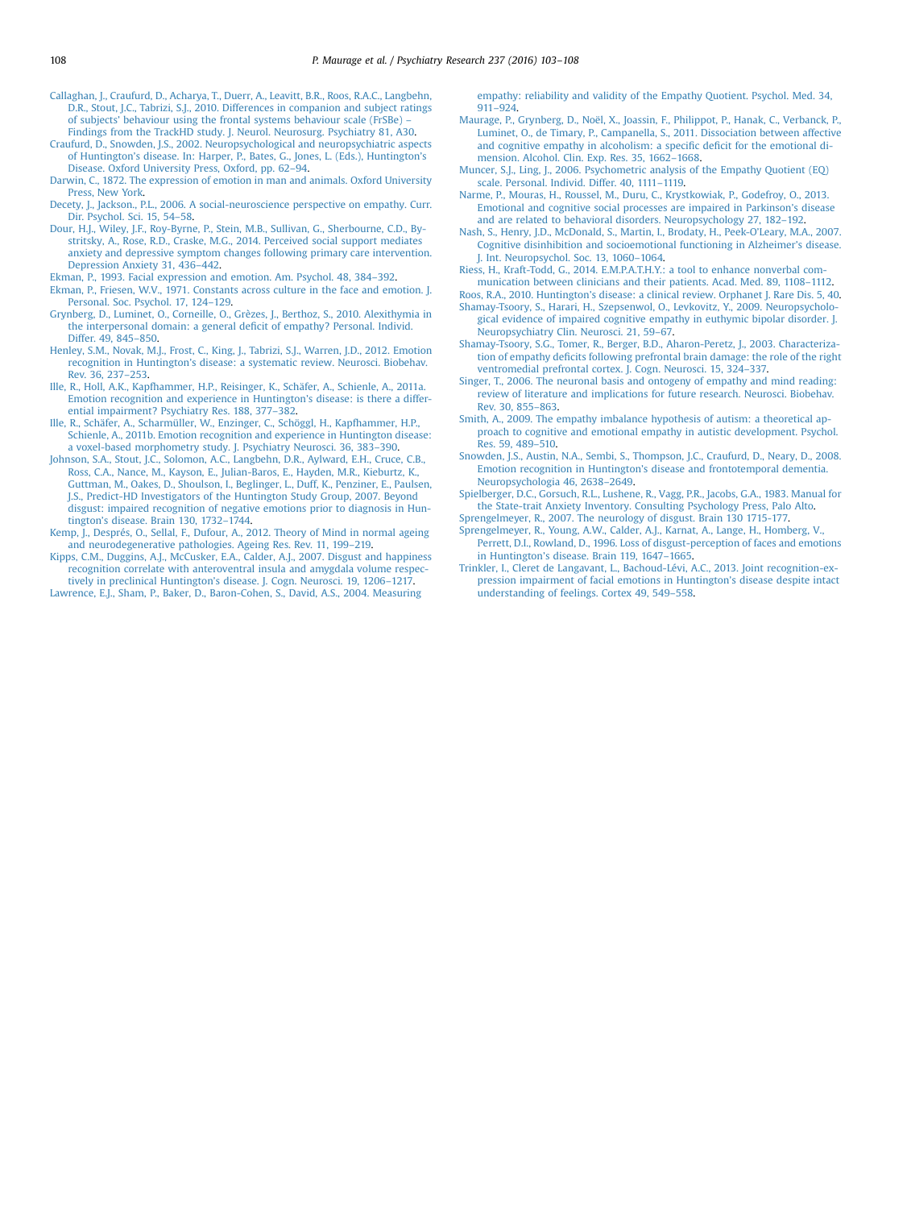Callaghan, J., Craufurd, D., Acharya, T., Duerr, A., Leavitt, B.R., Roos, R.A.C., Langbehn, D.R., Stout, J.C., Tabrizi, S.J., 2010. Differences in companion and subject ratings of subjects' behaviour using the frontal systems behaviour scale (FrSBe) – Findings from the TrackHD study. J. Neurol. Neurosurg. Psychiatry 81, A30.

Craufurd, D., Snowden, J.S., 2002. Neuropsychological and neuropsychiatric aspects of Huntington's disease. In: Harper, P., Bates, G., Jones, L. (Eds.), Huntington's Disease. Oxford University Press, Oxford, pp. 62–94.

Darwin, C., 1872. The expression of emotion in man and animals. Oxford University Press, New York.

Decety, J., Jackson., P.L., 2006. A social-neuroscience perspective on empathy. Curr. Dir. Psychol. Sci. 15, 54–58.

Dour, H.J., Wiley, J.F., Roy-Byrne, P., Stein, M.B., Sullivan, G., Sherbourne, C.D., Bystritsky, A., Rose, R.D., Craske, M.G., 2014. Perceived social support mediates anxiety and depressive symptom changes following primary care intervention. Depression Anxiety 31, 436–442.

Ekman, P., 1993. Facial expression and emotion. Am. Psychol. 48, 384–392.

Ekman, P., Friesen, W.V., 1971. Constants across culture in the face and emotion. J. Personal. Soc. Psychol. 17, 124–129.

Grynberg, D., Luminet, O., Corneille, O., Grèzes, J., Berthoz, S., 2010. Alexithymia in the interpersonal domain: a general deficit of empathy? Personal. Individ. Differ. 49, 845–850.

Henley, S.M., Novak, M.J., Frost, C., King, J., Tabrizi, S.J., Warren, J.D., 2012. Emotion recognition in Huntington's disease: a systematic review. Neurosci. Biobehav. Rev. 36, 237–253.

Ille, R., Holl, A.K., Kapfhammer, H.P., Reisinger, K., Schäfer, A., Schienle, A., 2011a. Emotion recognition and experience in Huntington's disease: is there a differential impairment? Psychiatry Res. 188, 377–382.

Ille, R., Schäfer, A., Scharmüller, W., Enzinger, C., Schöggl, H., Kapfhammer, H.P., Schienle, A., 2011b. Emotion recognition and experience in Huntington disease: a voxel-based morphometry study. J. Psychiatry Neurosci. 36, 383–390.

Johnson, S.A., Stout, J.C., Solomon, A.C., Langbehn, D.R., Aylward, E.H., Cruce, C.B., Ross, C.A., Nance, M., Kayson, E., Julian-Baros, E., Hayden, M.R., Kieburtz, K., Guttman, M., Oakes, D., Shoulson, I., Beglinger, L., Duff, K., Penziner, E., Paulsen, J.S., Predict-HD Investigators of the Huntington Study Group, 2007. Beyond disgust: impaired recognition of negative emotions prior to diagnosis in Huntington's disease. Brain 130, 1732–1744.

Kemp, J., Després, O., Sellal, F., Dufour, A., 2012. Theory of Mind in normal ageing and neurodegenerative pathologies. Ageing Res. Rev. 11, 199–219.

Kipps, C.M., Duggins, A.J., McCusker, E.A., Calder, A.J., 2007. Disgust and happiness recognition correlate with anteroventral insula and amygdala volume respectively in preclinical Huntington's disease. J. Cogn. Neurosci. 19, 1206–1217.

Lawrence, E.J., Sham, P., Baker, D., Baron-Cohen, S., David, A.S., 2004. Measuring empathy: reliability and validity of the Empathy Quotient. Psychol. Med. 34, 911–924.

Maurage, P., Grynberg, D., Noël, X., Joassin, F., Philippot, P., Hanak, C., Verbanck, P., Luminet, O., de Timary, P., Campanella, S., 2011. Dissociation between affective and cognitive empathy in alcoholism: a specific deficit for the emotional dimension. Alcohol. Clin. Exp. Res. 35, 1662–1668.

Muncer, S.J., Ling, J., 2006. Psychometric analysis of the Empathy Quotient (EQ) scale. Personal. Individ. Differ. 40, 1111–1119.

Narme, P., Mouras, H., Roussel, M., Duru, C., Krystkowiak, P., Godefroy, O., 2013. Emotional and cognitive social processes are impaired in Parkinson's disease and are related to behavioral disorders. Neuropsychology 27, 182–192.

Nash, S., Henry, J.D., McDonald, S., Martin, I., Brodaty, H., Peek-O'Leary, M.A., 2007. Cognitive disinhibition and socioemotional functioning in Alzheimer's disease. J. Int. Neuropsychol. Soc. 13, 1060–1064.

Riess, H., Kraft-Todd, G., 2014. E.M.P.A.T.H.Y.: a tool to enhance nonverbal communication between clinicians and their patients. Acad. Med. 89, 1108–1112.

Roos, R.A., 2010. Huntington's disease: a clinical review. Orphanet J. Rare Dis. 5, 40.

Shamay-Tsoory, S., Harari, H., Szepsenwol, O., Levkovitz, Y., 2009. Neuropsychological evidence of impaired cognitive empathy in euthymic bipolar disorder. J. Neuropsychiatry Clin. Neurosci. 21, 59–67.

Shamay-Tsoory, S.G., Tomer, R., Berger, B.D., Aharon-Peretz, J., 2003. Characterization of empathy deficits following prefrontal brain damage: the role of the right ventromedial prefrontal cortex. J. Cogn. Neurosci. 15, 324–337.

Singer, T., 2006. The neuronal basis and ontogeny of empathy and mind reading: review of literature and implications for future research. Neurosci. Biobehav. Rev. 30, 855–863.

Smith, A., 2009. The empathy imbalance hypothesis of autism: a theoretical approach to cognitive and emotional empathy in autistic development. Psychol. Res. 59, 489–510.

Snowden, J.S., Austin, N.A., Sembi, S., Thompson, J.C., Craufurd, D., Neary, D., 2008. Emotion recognition in Huntington's disease and frontotemporal dementia. Neuropsychologia 46, 2638–2649.

Spielberger, D.C., Gorsuch, R.L., Lushene, R., Vagg, P.R., Jacobs, G.A., 1983. Manual for the State-trait Anxiety Inventory. Consulting Psychology Press, Palo Alto.

Sprengelmeyer, R., 2007. The neurology of disgust. Brain 130 1715-177.

Sprengelmeyer, R., Young, A.W., Calder, A.J., Karnat, A., Lange, H., Homberg, V., Perrett, D.I., Rowland, D., 1996. Loss of disgust-perception of faces and emotions in Huntington's disease. Brain 119, 1647–1665.

Trinkler, I., Cleret de Langavant, L., Bachoud-Lévi, A.C., 2013. Joint recognition-expression impairment of facial emotions in Huntington's disease despite intact understanding of feelings. Cortex 49, 549–558.